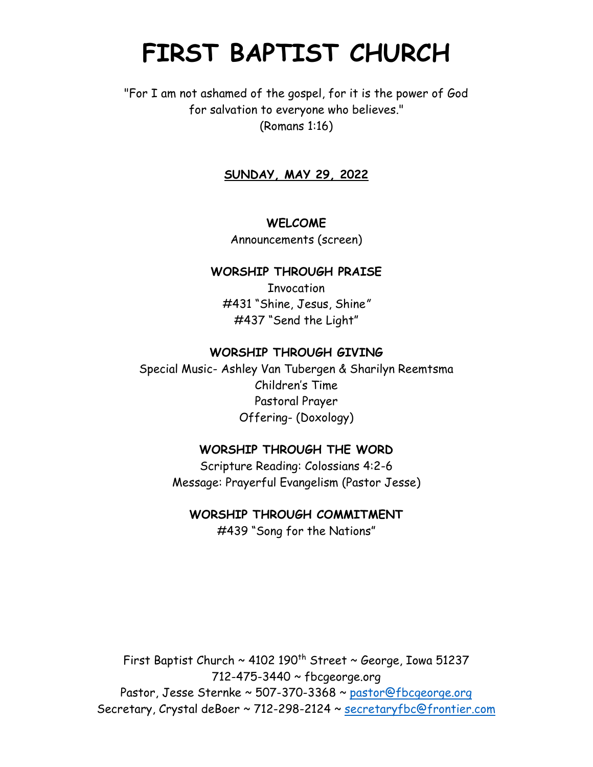# FIRST BAPTIST CHURCH

"For I am not ashamed of the gospel, for it is the power of God for salvation to everyone who believes."
(Romans 1:16)

**SUNDAY, MAY 29, 2022**

**WELCOME**

Announcements (screen)

**WORSHIP THROUGH PRAISE**

Invocation
#431 "Shine, Jesus, Shine"
#437 "Send the Light"

**WORSHIP THROUGH GIVING**

Special Music- Ashley Van Tubergen & Sharilyn Reemtsma
Children's Time
Pastoral Prayer
Offering- (Doxology)

**WORSHIP THROUGH THE WORD**

Scripture Reading: Colossians 4:2-6
Message: Prayerful Evangelism (Pastor Jesse)

**WORSHIP THROUGH COMMITMENT**

#439 "Song for the Nations"

First Baptist Church ~ 4102 190th Street ~ George, Iowa 51237
712-475-3440 ~ fbcgeorge.org
Pastor, Jesse Sternke ~ 507-370-3368 ~ pastor@fbcgeorge.org
Secretary, Crystal deBoer ~ 712-298-2124 ~ secretaryfbc@frontier.com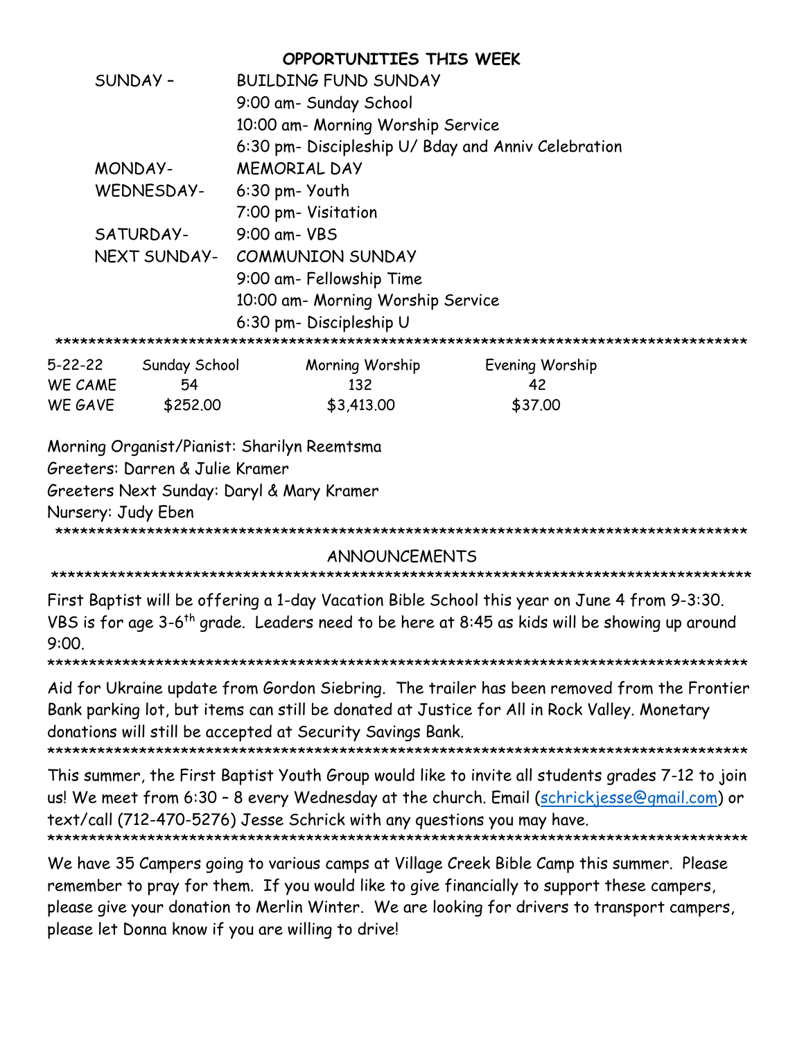## OPPORTUNITIES THIS WEEK

| | |
|---|---|
| SUNDAY – | BUILDING FUND SUNDAY |
| | 9:00 am- Sunday School |
| | 10:00 am- Morning Worship Service |
| | 6:30 pm- Discipleship U/ Bday and Anniv Celebration |
| MONDAY- | MEMORIAL DAY |
| WEDNESDAY- | 6:30 pm- Youth |
| | 7:00 pm- Visitation |
| SATURDAY- | 9:00 am- VBS |
| NEXT SUNDAY- | COMMUNION SUNDAY |
| | 9:00 am- Fellowship Time |
| | 10:00 am- Morning Worship Service |
| | 6:30 pm- Discipleship U |

*************************************************************************************

| 5-22-22 | Sunday School | Morning Worship | Evening Worship |
|---|---|---|---|
| WE CAME | 54 | 132 | 42 |
| WE GAVE | $252.00 | $3,413.00 | $37.00 |

Morning Organist/Pianist: Sharilyn Reemtsma
Greeters: Darren & Julie Kramer
Greeters Next Sunday: Daryl & Mary Kramer
Nursery: Judy Eben

*************************************************************************************

## ANNOUNCEMENTS

*************************************************************************************

First Baptist will be offering a 1-day Vacation Bible School this year on June 4 from 9-3:30. VBS is for age 3-6th grade. Leaders need to be here at 8:45 as kids will be showing up around 9:00.

*************************************************************************************

Aid for Ukraine update from Gordon Siebring. The trailer has been removed from the Frontier Bank parking lot, but items can still be donated at Justice for All in Rock Valley. Monetary donations will still be accepted at Security Savings Bank.

*************************************************************************************

This summer, the First Baptist Youth Group would like to invite all students grades 7-12 to join us! We meet from 6:30 – 8 every Wednesday at the church. Email (schrickjesse@gmail.com) or text/call (712-470-5276) Jesse Schrick with any questions you may have.

*************************************************************************************

We have 35 Campers going to various camps at Village Creek Bible Camp this summer. Please remember to pray for them. If you would like to give financially to support these campers, please give your donation to Merlin Winter. We are looking for drivers to transport campers, please let Donna know if you are willing to drive!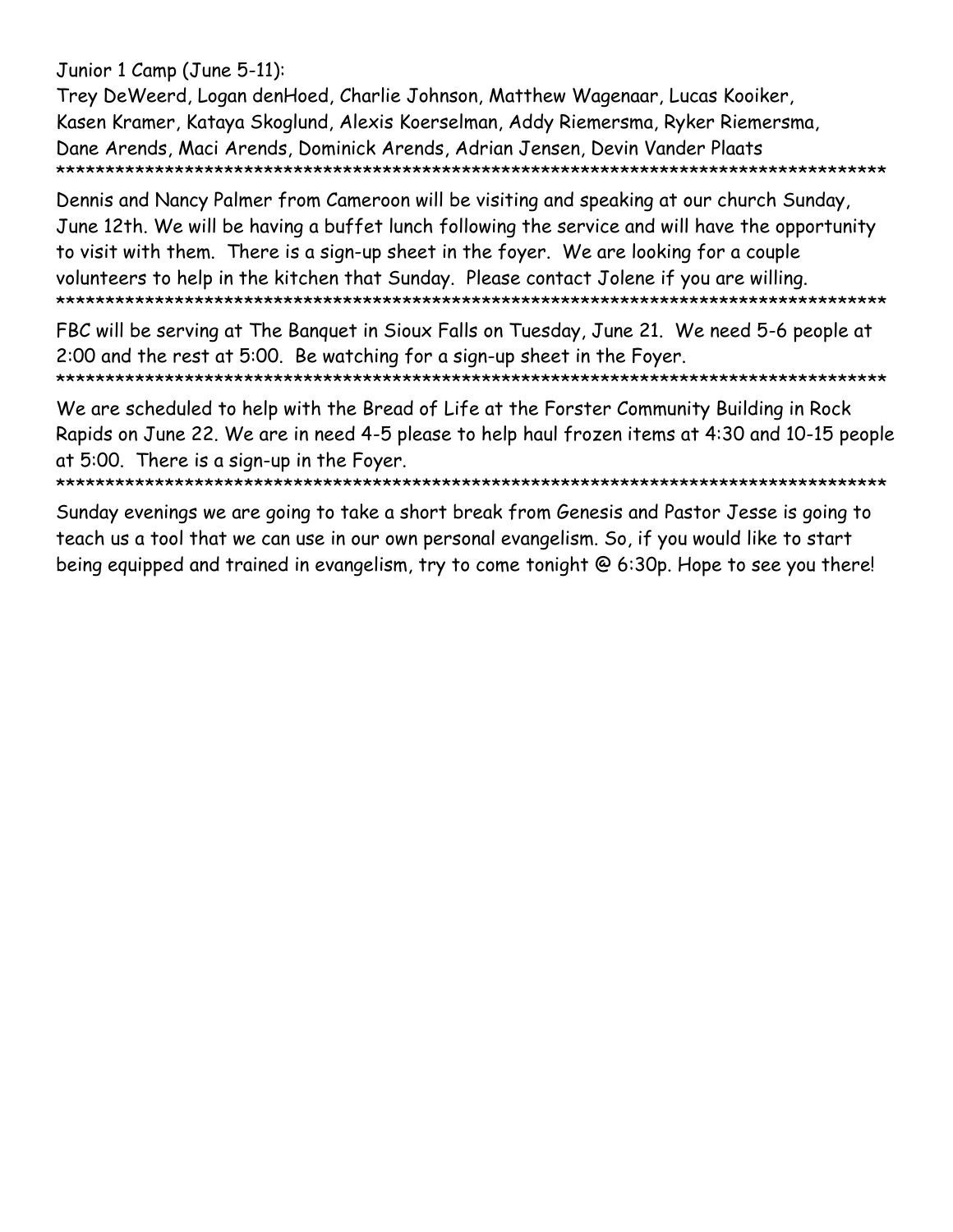Junior 1 Camp (June 5-11):
Trey DeWeerd, Logan denHoed, Charlie Johnson, Matthew Wagenaar, Lucas Kooiker, Kasen Kramer, Kataya Skoglund, Alexis Koerselman, Addy Riemersma, Ryker Riemersma, Dane Arends, Maci Arends, Dominick Arends, Adrian Jensen, Devin Vander Plaats

*************************************************************************************

Dennis and Nancy Palmer from Cameroon will be visiting and speaking at our church Sunday, June 12th. We will be having a buffet lunch following the service and will have the opportunity to visit with them. There is a sign-up sheet in the foyer. We are looking for a couple volunteers to help in the kitchen that Sunday. Please contact Jolene if you are willing.

*************************************************************************************

FBC will be serving at The Banquet in Sioux Falls on Tuesday, June 21. We need 5-6 people at 2:00 and the rest at 5:00. Be watching for a sign-up sheet in the Foyer.

*************************************************************************************

We are scheduled to help with the Bread of Life at the Forster Community Building in Rock Rapids on June 22. We are in need 4-5 please to help haul frozen items at 4:30 and 10-15 people at 5:00. There is a sign-up in the Foyer.

*************************************************************************************

Sunday evenings we are going to take a short break from Genesis and Pastor Jesse is going to teach us a tool that we can use in our own personal evangelism. So, if you would like to start being equipped and trained in evangelism, try to come tonight @ 6:30p. Hope to see you there!